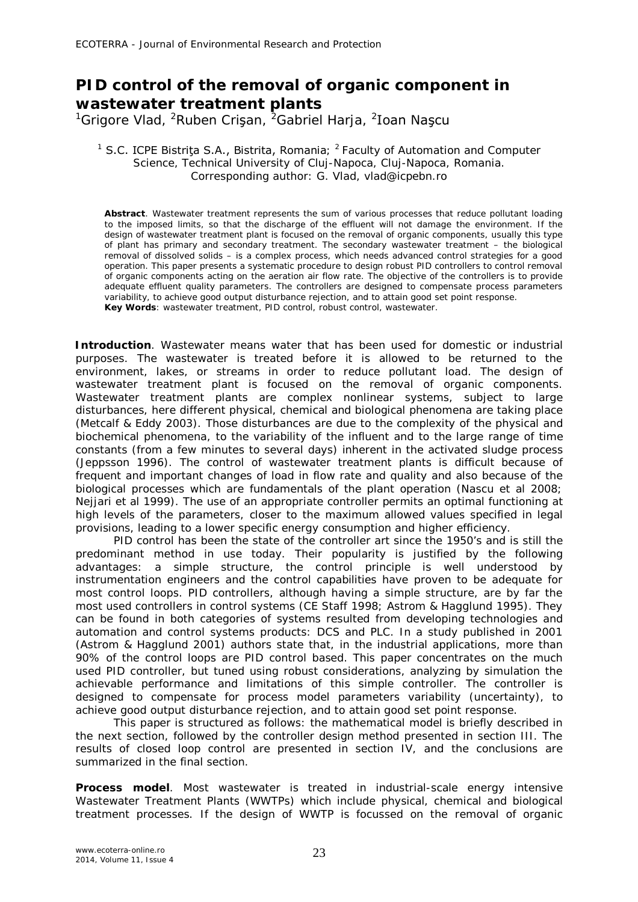# PID control of the removal of organic component in wastewater treatment plants

[1]Grigore Vlad, [2]Ruben Crişan, [2]Gabriel Harja, [2]Ioan Naşcu

[1] S.C. ICPE Bistriţa S.A., Bistrita, Romania; [2] Faculty of Automation and Computer Science, Technical University of Cluj-Napoca, Cluj-Napoca, Romania. Corresponding author: G. Vlad, vlad@icpebn.ro

**Abstract**. Wastewater treatment represents the sum of various processes that reduce pollutant loading to the imposed limits, so that the discharge of the effluent will not damage the environment. If the design of wastewater treatment plant is focused on the removal of organic components, usually this type of plant has primary and secondary treatment. The secondary wastewater treatment – the biological removal of dissolved solids – is a complex process, which needs advanced control strategies for a good operation. This paper presents a systematic procedure to design robust PID controllers to control removal of organic components acting on the aeration air flow rate. The objective of the controllers is to provide adequate effluent quality parameters. The controllers are designed to compensate process parameters variability, to achieve good output disturbance rejection, and to attain good set point response.
**Key Words**: wastewater treatment, PID control, robust control, wastewater.

**Introduction**. Wastewater means water that has been used for domestic or industrial purposes. The wastewater is treated before it is allowed to be returned to the environment, lakes, or streams in order to reduce pollutant load. The design of wastewater treatment plant is focused on the removal of organic components. Wastewater treatment plants are complex nonlinear systems, subject to large disturbances, here different physical, chemical and biological phenomena are taking place (Metcalf & Eddy 2003). Those disturbances are due to the complexity of the physical and biochemical phenomena, to the variability of the influent and to the large range of time constants (from a few minutes to several days) inherent in the activated sludge process (Jeppsson 1996). The control of wastewater treatment plants is difficult because of frequent and important changes of load in flow rate and quality and also because of the biological processes which are fundamentals of the plant operation (Nascu et al 2008; Nejjari et al 1999). The use of an appropriate controller permits an optimal functioning at high levels of the parameters, closer to the maximum allowed values specified in legal provisions, leading to a lower specific energy consumption and higher efficiency.

PID control has been the state of the controller art since the 1950's and is still the predominant method in use today. Their popularity is justified by the following advantages: a simple structure, the control principle is well understood by instrumentation engineers and the control capabilities have proven to be adequate for most control loops. PID controllers, although having a simple structure, are by far the most used controllers in control systems (CE Staff 1998; Astrom & Hagglund 1995). They can be found in both categories of systems resulted from developing technologies and automation and control systems products: DCS and PLC. In a study published in 2001 (Astrom & Hagglund 2001) authors state that, in the industrial applications, more than 90% of the control loops are PID control based. This paper concentrates on the much used PID controller, but tuned using robust considerations, analyzing by simulation the achievable performance and limitations of this simple controller. The controller is designed to compensate for process model parameters variability (uncertainty), to achieve good output disturbance rejection, and to attain good set point response.

This paper is structured as follows: the mathematical model is briefly described in the next section, followed by the controller design method presented in section III. The results of closed loop control are presented in section IV, and the conclusions are summarized in the final section.

**Process model**. Most wastewater is treated in industrial-scale energy intensive Wastewater Treatment Plants (WWTPs) which include physical, chemical and biological treatment processes. If the design of WWTP is focussed on the removal of organic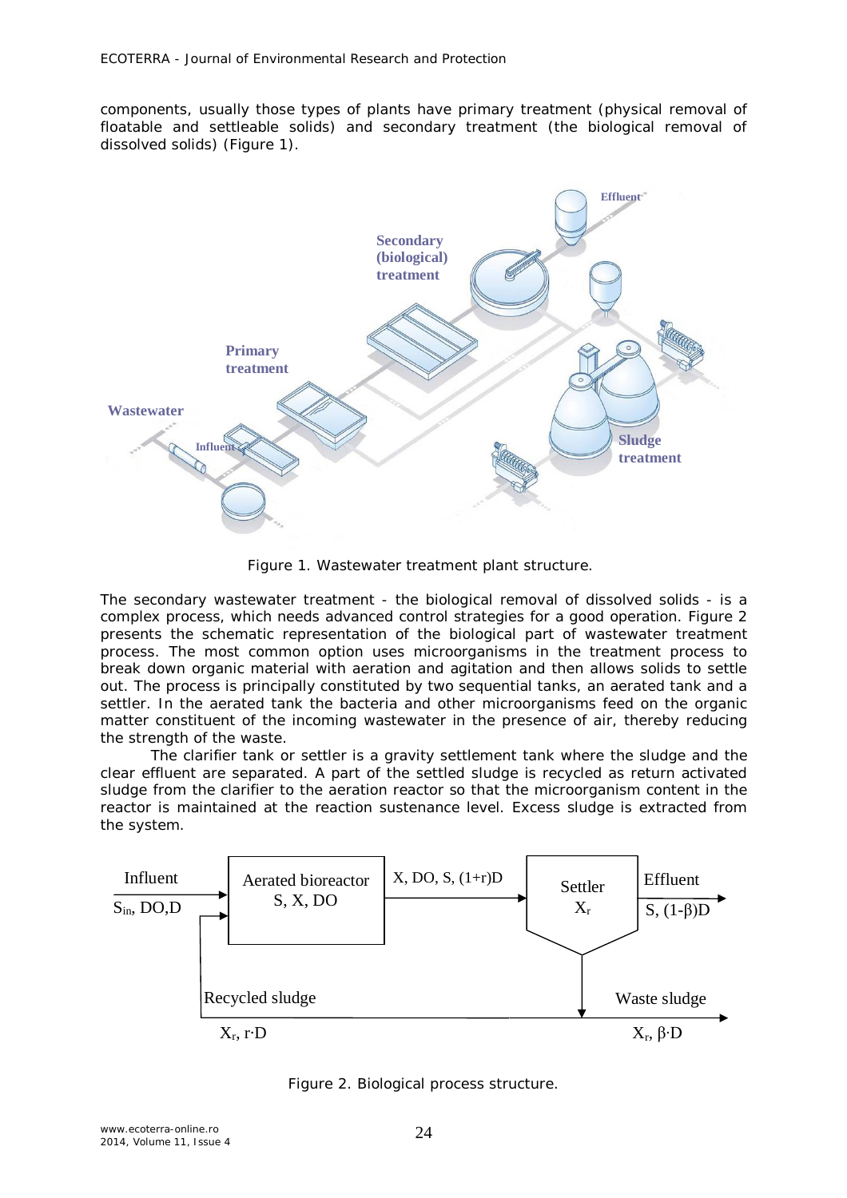components, usually those types of plants have primary treatment (physical removal of floatable and settleable solids) and secondary treatment (the biological removal of dissolved solids) (Figure 1).

Figure 1. Wastewater treatment plant structure.

The secondary wastewater treatment - the biological removal of dissolved solids - is a complex process, which needs advanced control strategies for a good operation. Figure 2 presents the schematic representation of the biological part of wastewater treatment process. The most common option uses microorganisms in the treatment process to break down organic material with aeration and agitation and then allows solids to settle out. The process is principally constituted by two sequential tanks, an aerated tank and a settler. In the aerated tank the bacteria and other microorganisms feed on the organic matter constituent of the incoming wastewater in the presence of air, thereby reducing the strength of the waste.

The clarifier tank or settler is a gravity settlement tank where the sludge and the clear effluent are separated. A part of the settled sludge is recycled as return activated sludge from the clarifier to the aeration reactor so that the microorganism content in the reactor is maintained at the reaction sustenance level. Excess sludge is extracted from the system.

Figure 2. Biological process structure.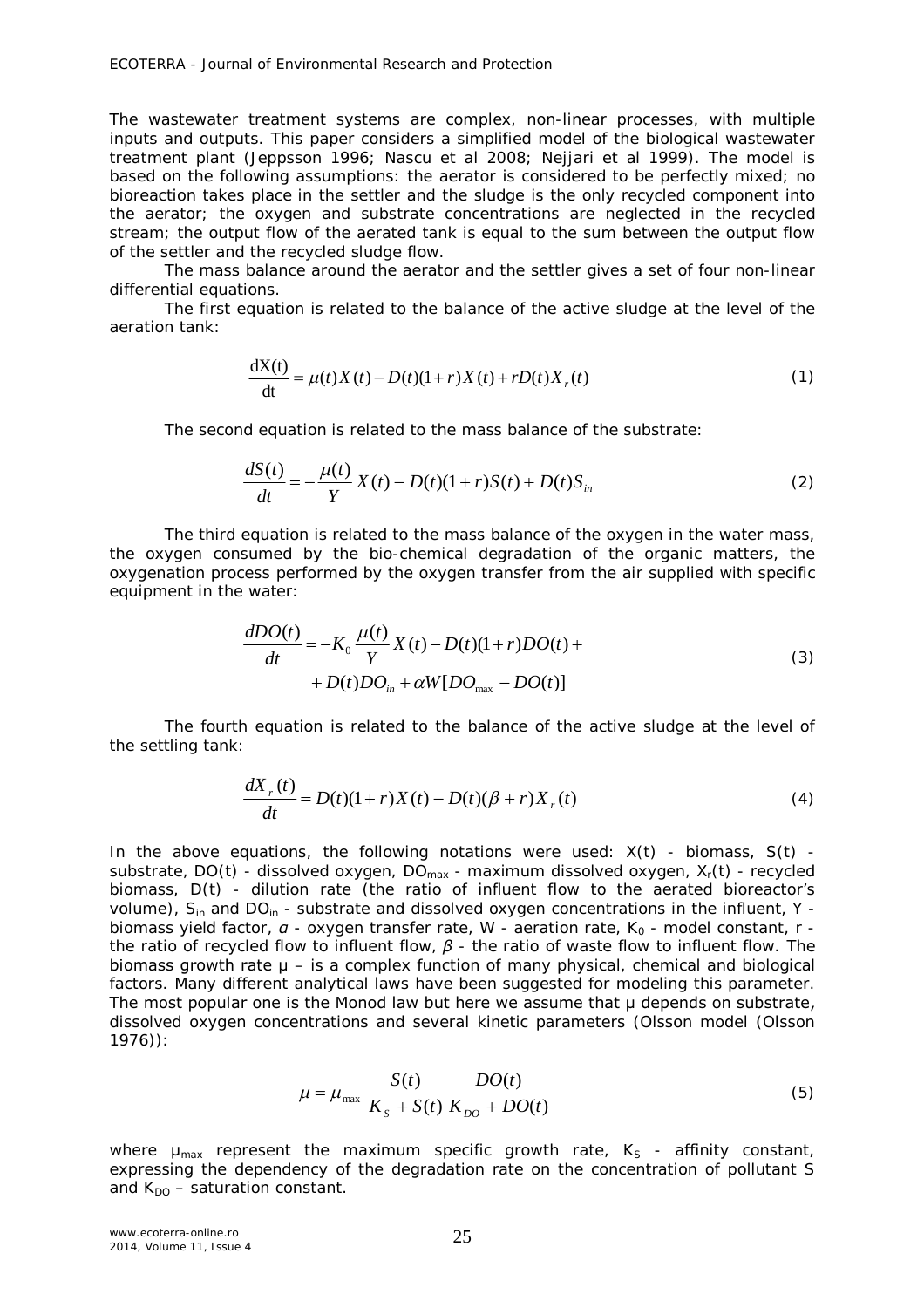The wastewater treatment systems are complex, non-linear processes, with multiple inputs and outputs. This paper considers a simplified model of the biological wastewater treatment plant (Jeppsson 1996; Nascu et al 2008; Nejjari et al 1999). The model is based on the following assumptions: the aerator is considered to be perfectly mixed; no bioreaction takes place in the settler and the sludge is the only recycled component into the aerator; the oxygen and substrate concentrations are neglected in the recycled stream; the output flow of the aerated tank is equal to the sum between the output flow of the settler and the recycled sludge flow.

The mass balance around the aerator and the settler gives a set of four non-linear differential equations.

The first equation is related to the balance of the active sludge at the level of the aeration tank:

$$\frac{dX(t)}{dt} = \mu(t)X(t) - D(t)(1+r)X(t) + rD(t)X_r(t) \tag{1}$$

The second equation is related to the mass balance of the substrate:

$$\frac{dS(t)}{dt} = -\frac{\mu(t)}{Y}X(t) - D(t)(1+r)S(t) + D(t)S_{in} \tag{2}$$

The third equation is related to the mass balance of the oxygen in the water mass, the oxygen consumed by the bio-chemical degradation of the organic matters, the oxygenation process performed by the oxygen transfer from the air supplied with specific equipment in the water:

$$\begin{aligned}\frac{dDO(t)}{dt} = &-K_0\frac{\mu(t)}{Y}X(t) - D(t)(1+r)DO(t) + \\ &+ D(t)DO_{in} + \alpha W[DO_{max} - DO(t)]\end{aligned} \tag{3}$$

The fourth equation is related to the balance of the active sludge at the level of the settling tank:

$$\frac{dX_r(t)}{dt} = D(t)(1+r)X(t) - D(t)(\beta + r)X_r(t) \tag{4}$$

In the above equations, the following notations were used: $X(t)$ - biomass, $S(t)$ - substrate, $DO(t)$ - dissolved oxygen, $DO_{max}$ - maximum dissolved oxygen, $X_r(t)$ - recycled biomass, $D(t)$ - dilution rate (the ratio of influent flow to the aerated bioreactor's volume), $S_{in}$ and $DO_{in}$ - substrate and dissolved oxygen concentrations in the influent, $Y$ - biomass yield factor, $\alpha$ - oxygen transfer rate, $W$ - aeration rate, $K_0$ - model constant, $r$ - the ratio of recycled flow to influent flow, $\beta$ - the ratio of waste flow to influent flow. The biomass growth rate $\mu$ – is a complex function of many physical, chemical and biological factors. Many different analytical laws have been suggested for modeling this parameter. The most popular one is the Monod law but here we assume that $\mu$ depends on substrate, dissolved oxygen concentrations and several kinetic parameters (Olsson model (Olsson 1976)):

$$\mu = \mu_{max}\frac{S(t)}{K_S + S(t)}\frac{DO(t)}{K_{DO} + DO(t)} \tag{5}$$

where $\mu_{max}$ represent the maximum specific growth rate, $K_S$ - affinity constant, expressing the dependency of the degradation rate on the concentration of pollutant S and $K_{DO}$ – saturation constant.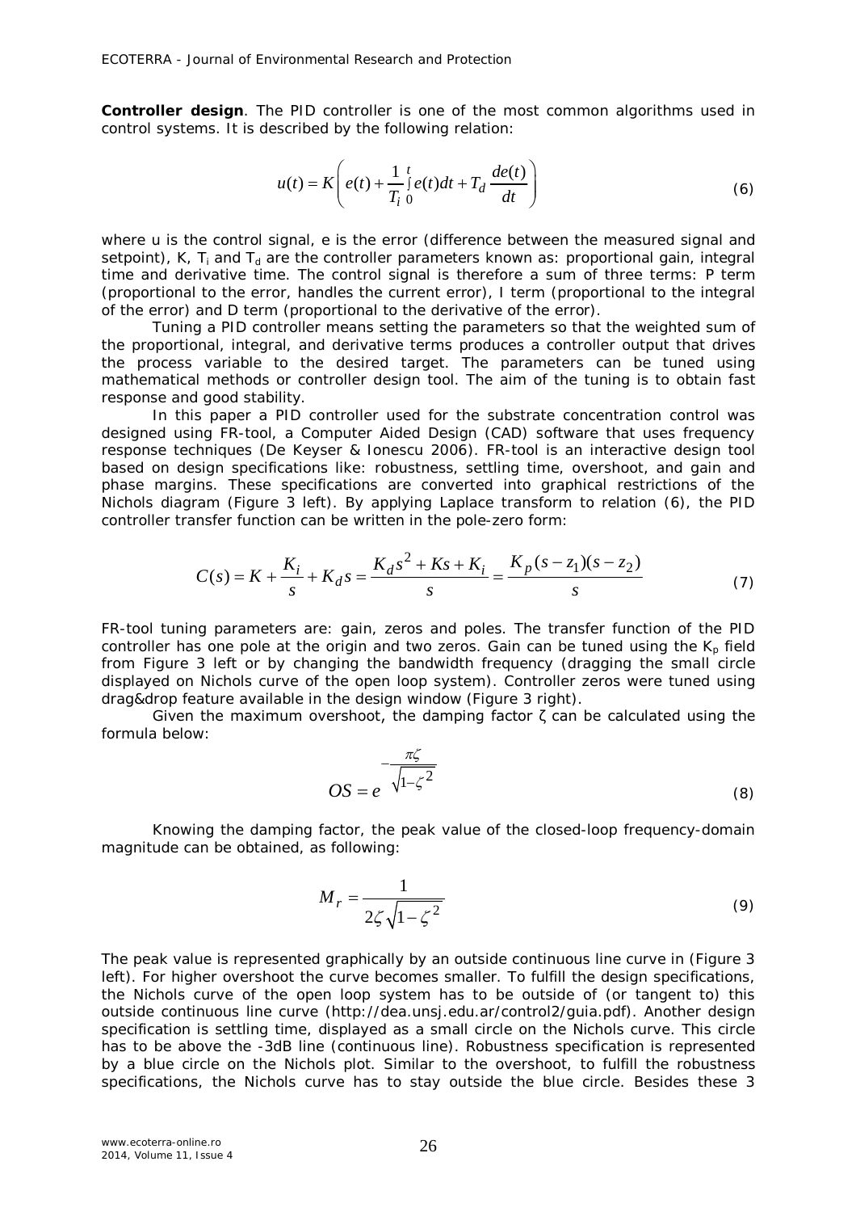**Controller design**. The PID controller is one of the most common algorithms used in control systems. It is described by the following relation:

$$u(t) = K\left(e(t) + \frac{1}{T_i}\int_0^t e(t)dt + T_d \frac{de(t)}{dt}\right) \tag{6}$$

where u is the control signal, e is the error (difference between the measured signal and setpoint), K, $T_i$ and $T_d$ are the controller parameters known as: proportional gain, integral time and derivative time. The control signal is therefore a sum of three terms: P term (proportional to the error, handles the current error), I term (proportional to the integral of the error) and D term (proportional to the derivative of the error).

Tuning a PID controller means setting the parameters so that the weighted sum of the proportional, integral, and derivative terms produces a controller output that drives the process variable to the desired target. The parameters can be tuned using mathematical methods or controller design tool. The aim of the tuning is to obtain fast response and good stability.

In this paper a PID controller used for the substrate concentration control was designed using FR-tool, a Computer Aided Design (CAD) software that uses frequency response techniques (De Keyser & Ionescu 2006). FR-tool is an interactive design tool based on design specifications like: robustness, settling time, overshoot, and gain and phase margins. These specifications are converted into graphical restrictions of the Nichols diagram (Figure 3 left). By applying Laplace transform to relation (6), the PID controller transfer function can be written in the pole-zero form:

$$C(s) = K + \frac{K_i}{s} + K_d s = \frac{K_d s^2 + Ks + K_i}{s} = \frac{K_p(s - z_1)(s - z_2)}{s} \tag{7}$$

FR-tool tuning parameters are: gain, zeros and poles. The transfer function of the PID controller has one pole at the origin and two zeros. Gain can be tuned using the $K_p$ field from Figure 3 left or by changing the bandwidth frequency (dragging the small circle displayed on Nichols curve of the open loop system). Controller zeros were tuned using drag&drop feature available in the design window (Figure 3 right).

Given the maximum overshoot, the damping factor ζ can be calculated using the formula below:

$$OS = e^{-\frac{\pi\zeta}{\sqrt{1-\zeta^2}}} \tag{8}$$

Knowing the damping factor, the peak value of the closed-loop frequency-domain magnitude can be obtained, as following:

$$M_r = \frac{1}{2\zeta\sqrt{1-\zeta^2}} \tag{9}$$

The peak value is represented graphically by an outside continuous line curve in (Figure 3 left). For higher overshoot the curve becomes smaller. To fulfill the design specifications, the Nichols curve of the open loop system has to be outside of (or tangent to) this outside continuous line curve (http://dea.unsj.edu.ar/control2/guia.pdf). Another design specification is settling time, displayed as a small circle on the Nichols curve. This circle has to be above the -3dB line (continuous line). Robustness specification is represented by a blue circle on the Nichols plot. Similar to the overshoot, to fulfill the robustness specifications, the Nichols curve has to stay outside the blue circle. Besides these 3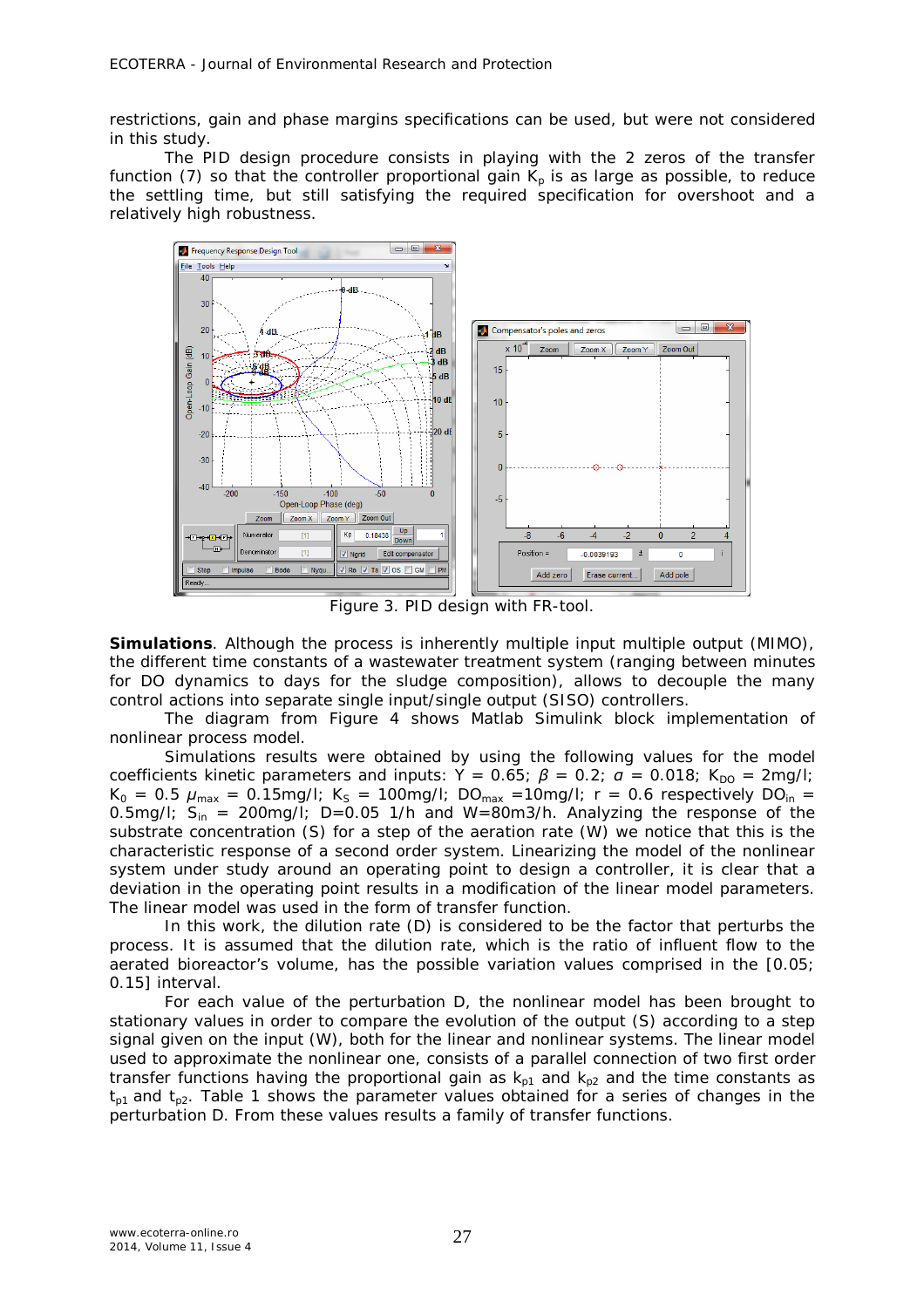restrictions, gain and phase margins specifications can be used, but were not considered in this study.

The PID design procedure consists in playing with the 2 zeros of the transfer function (7) so that the controller proportional gain $K_p$ is as large as possible, to reduce the settling time, but still satisfying the required specification for overshoot and a relatively high robustness.

Figure 3. PID design with FR-tool.

**Simulations**. Although the process is inherently multiple input multiple output (MIMO), the different time constants of a wastewater treatment system (ranging between minutes for DO dynamics to days for the sludge composition), allows to decouple the many control actions into separate single input/single output (SISO) controllers.

The diagram from Figure 4 shows Matlab Simulink block implementation of nonlinear process model.

Simulations results were obtained by using the following values for the model coefficients kinetic parameters and inputs: $Y = 0.65$; $\beta = 0.2$; $\alpha = 0.018$; $K_{DO} = 2$mg/l; $K_0 = 0.5$ $\mu_{max} = 0.15$mg/l; $K_S = 100$mg/l; $DO_{max} = 10$mg/l; $r = 0.6$ respectively $DO_{in} = 0.5$mg/l; $S_{in} = 200$mg/l; D=0.05 1/h and W=80m3/h. Analyzing the response of the substrate concentration (S) for a step of the aeration rate (W) we notice that this is the characteristic response of a second order system. Linearizing the model of the nonlinear system under study around an operating point to design a controller, it is clear that a deviation in the operating point results in a modification of the linear model parameters. The linear model was used in the form of transfer function.

In this work, the dilution rate (D) is considered to be the factor that perturbs the process. It is assumed that the dilution rate, which is the ratio of influent flow to the aerated bioreactor's volume, has the possible variation values comprised in the [0.05; 0.15] interval.

For each value of the perturbation D, the nonlinear model has been brought to stationary values in order to compare the evolution of the output (S) according to a step signal given on the input (W), both for the linear and nonlinear systems. The linear model used to approximate the nonlinear one, consists of a parallel connection of two first order transfer functions having the proportional gain as $k_{p1}$ and $k_{p2}$ and the time constants as $t_{p1}$ and $t_{p2}$. Table 1 shows the parameter values obtained for a series of changes in the perturbation D. From these values results a family of transfer functions.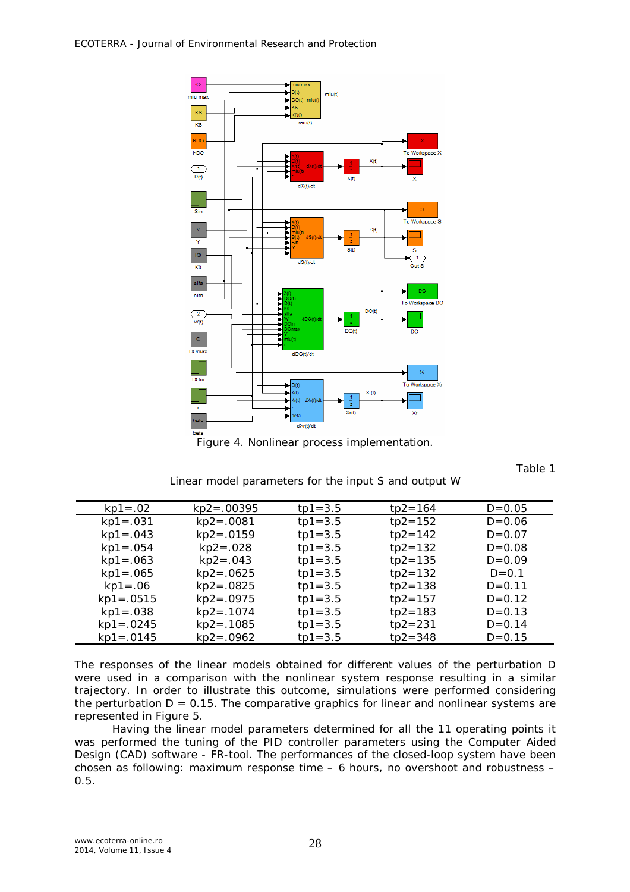Figure 4. Nonlinear process implementation.

Table 1

Linear model parameters for the input S and output W

| | | | | |
|---|---|---|---|---|
| kp1=.02 | kp2=.00395 | tp1=3.5 | tp2=164 | D=0.05 |
| kp1=.031 | kp2=.0081 | tp1=3.5 | tp2=152 | D=0.06 |
| kp1=.043 | kp2=.0159 | tp1=3.5 | tp2=142 | D=0.07 |
| kp1=.054 | kp2=.028 | tp1=3.5 | tp2=132 | D=0.08 |
| kp1=.063 | kp2=.043 | tp1=3.5 | tp2=135 | D=0.09 |
| kp1=.065 | kp2=.0625 | tp1=3.5 | tp2=132 | D=0.1 |
| kp1=.06 | kp2=.0825 | tp1=3.5 | tp2=138 | D=0.11 |
| kp1=.0515 | kp2=.0975 | tp1=3.5 | tp2=157 | D=0.12 |
| kp1=.038 | kp2=.1074 | tp1=3.5 | tp2=183 | D=0.13 |
| kp1=.0245 | kp2=.1085 | tp1=3.5 | tp2=231 | D=0.14 |
| kp1=.0145 | kp2=.0962 | tp1=3.5 | tp2=348 | D=0.15 |

The responses of the linear models obtained for different values of the perturbation D were used in a comparison with the nonlinear system response resulting in a similar trajectory. In order to illustrate this outcome, simulations were performed considering the perturbation D = 0.15. The comparative graphics for linear and nonlinear systems are represented in Figure 5.

Having the linear model parameters determined for all the 11 operating points it was performed the tuning of the PID controller parameters using the Computer Aided Design (CAD) software - FR-tool. The performances of the closed-loop system have been chosen as following: maximum response time – 6 hours, no overshoot and robustness – 0.5.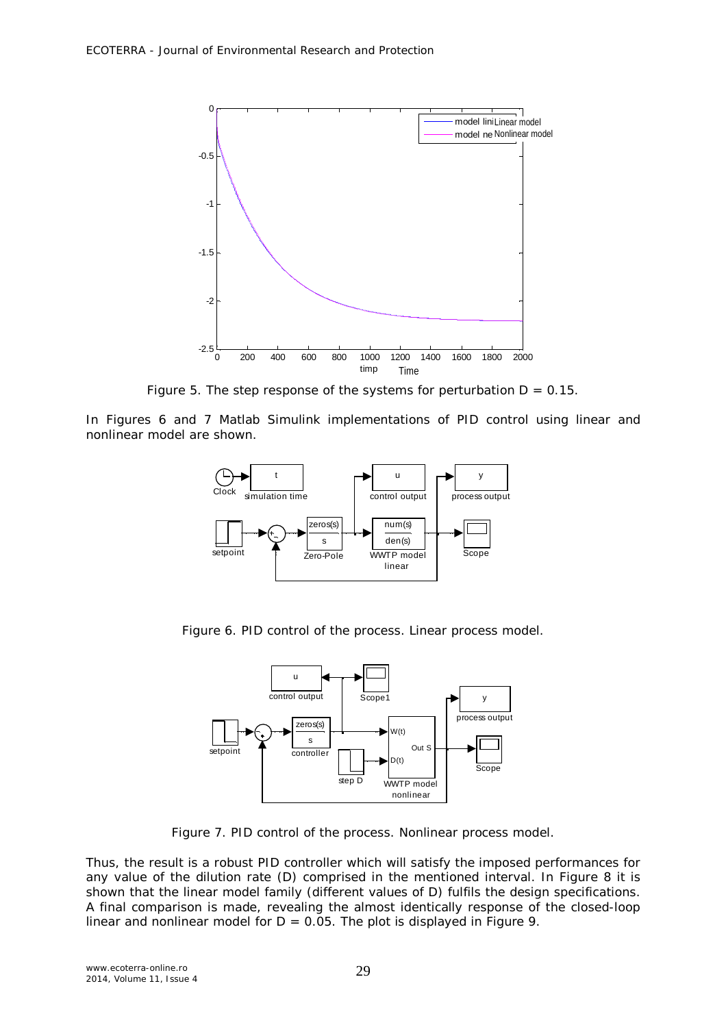Figure 5. The step response of the systems for perturbation D = 0.15.

In Figures 6 and 7 Matlab Simulink implementations of PID control using linear and nonlinear model are shown.

Figure 6. PID control of the process. Linear process model.

Figure 7. PID control of the process. Nonlinear process model.

Thus, the result is a robust PID controller which will satisfy the imposed performances for any value of the dilution rate (D) comprised in the mentioned interval. In Figure 8 it is shown that the linear model family (different values of D) fulfils the design specifications. A final comparison is made, revealing the almost identically response of the closed-loop linear and nonlinear model for D = 0.05. The plot is displayed in Figure 9.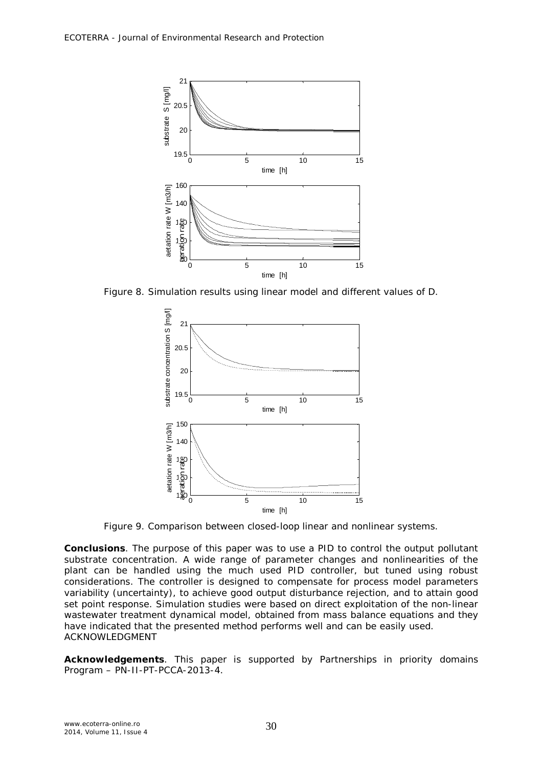Figure 8. Simulation results using linear model and different values of D.

Figure 9. Comparison between closed-loop linear and nonlinear systems.

**Conclusions**. The purpose of this paper was to use a PID to control the output pollutant substrate concentration. A wide range of parameter changes and nonlinearities of the plant can be handled using the much used PID controller, but tuned using robust considerations. The controller is designed to compensate for process model parameters variability (uncertainty), to achieve good output disturbance rejection, and to attain good set point response. Simulation studies were based on direct exploitation of the non-linear wastewater treatment dynamical model, obtained from mass balance equations and they have indicated that the presented method performs well and can be easily used.
ACKNOWLEDGMENT

**Acknowledgements**. This paper is supported by Partnerships in priority domains Program – PN-II-PT-PCCA-2013-4.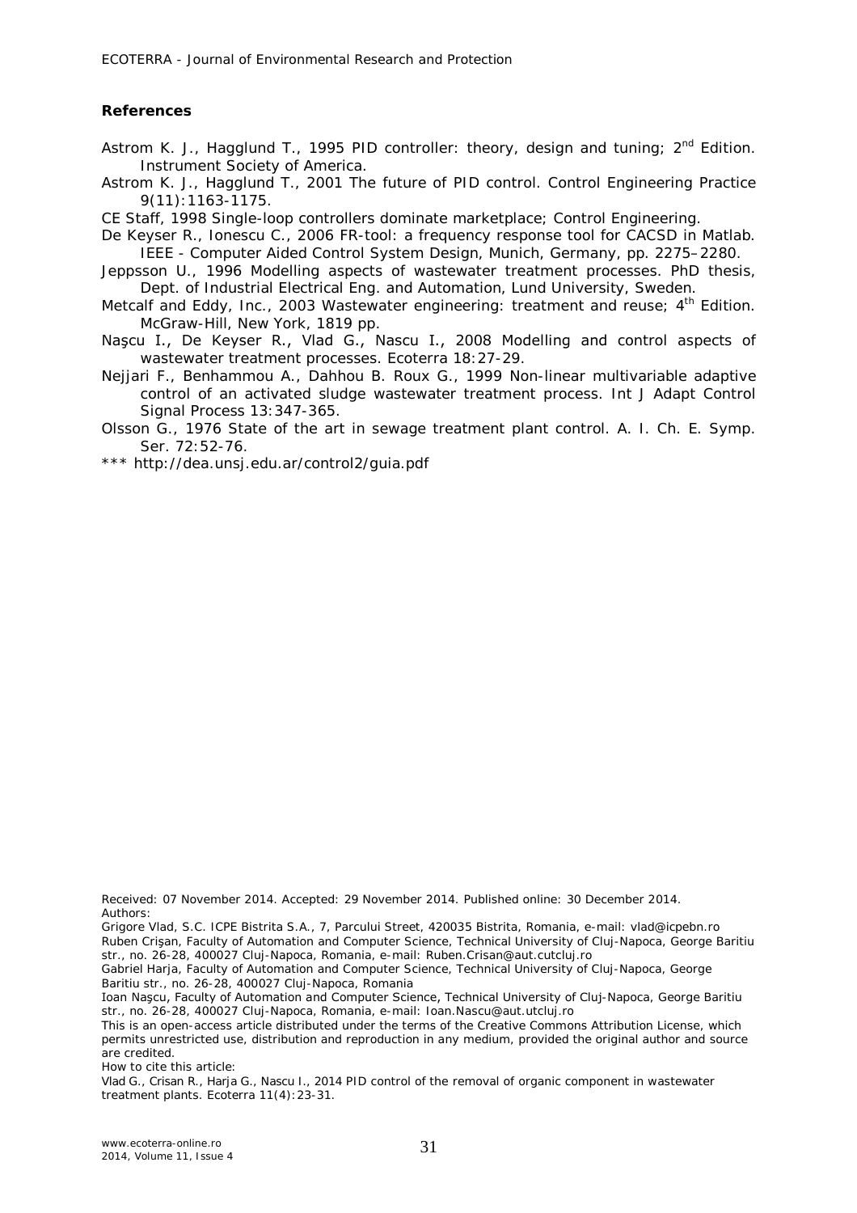**References**

Astrom K. J., Hagglund T., 1995 PID controller: theory, design and tuning; 2nd Edition. Instrument Society of America.

Astrom K. J., Hagglund T., 2001 The future of PID control. Control Engineering Practice 9(11):1163-1175.

CE Staff, 1998 Single-loop controllers dominate marketplace; Control Engineering.

De Keyser R., Ionescu C., 2006 FR-tool: a frequency response tool for CACSD in Matlab. IEEE - Computer Aided Control System Design, Munich, Germany, pp. 2275–2280.

Jeppsson U., 1996 Modelling aspects of wastewater treatment processes. PhD thesis, Dept. of Industrial Electrical Eng. and Automation, Lund University, Sweden.

Metcalf and Eddy, Inc., 2003 Wastewater engineering: treatment and reuse; 4th Edition. McGraw-Hill, New York, 1819 pp.

Naşcu I., De Keyser R., Vlad G., Nascu I., 2008 Modelling and control aspects of wastewater treatment processes. Ecoterra 18:27-29.

Nejjari F., Benhammou A., Dahhou B. Roux G., 1999 Non-linear multivariable adaptive control of an activated sludge wastewater treatment process. Int J Adapt Control Signal Process 13:347-365.

Olsson G., 1976 State of the art in sewage treatment plant control. A. I. Ch. E. Symp. Ser. 72:52-76.

*** http://dea.unsj.edu.ar/control2/guia.pdf

Received: 07 November 2014. Accepted: 29 November 2014. Published online: 30 December 2014.
Authors:
Grigore Vlad, S.C. ICPE Bistrita S.A., 7, Parcului Street, 420035 Bistrita, Romania, e-mail: vlad@icpebn.ro
Ruben Crişan, Faculty of Automation and Computer Science, Technical University of Cluj-Napoca, George Baritiu str., no. 26-28, 400027 Cluj-Napoca, Romania, e-mail: Ruben.Crisan@aut.cutcluj.ro
Gabriel Harja, Faculty of Automation and Computer Science, Technical University of Cluj-Napoca, George Baritiu str., no. 26-28, 400027 Cluj-Napoca, Romania
Ioan Naşcu, Faculty of Automation and Computer Science, Technical University of Cluj-Napoca, George Baritiu str., no. 26-28, 400027 Cluj-Napoca, Romania, e-mail: Ioan.Nascu@aut.utcluj.ro
This is an open-access article distributed under the terms of the Creative Commons Attribution License, which permits unrestricted use, distribution and reproduction in any medium, provided the original author and source are credited.
How to cite this article:
Vlad G., Crisan R., Harja G., Nascu I., 2014 PID control of the removal of organic component in wastewater treatment plants. Ecoterra 11(4):23-31.